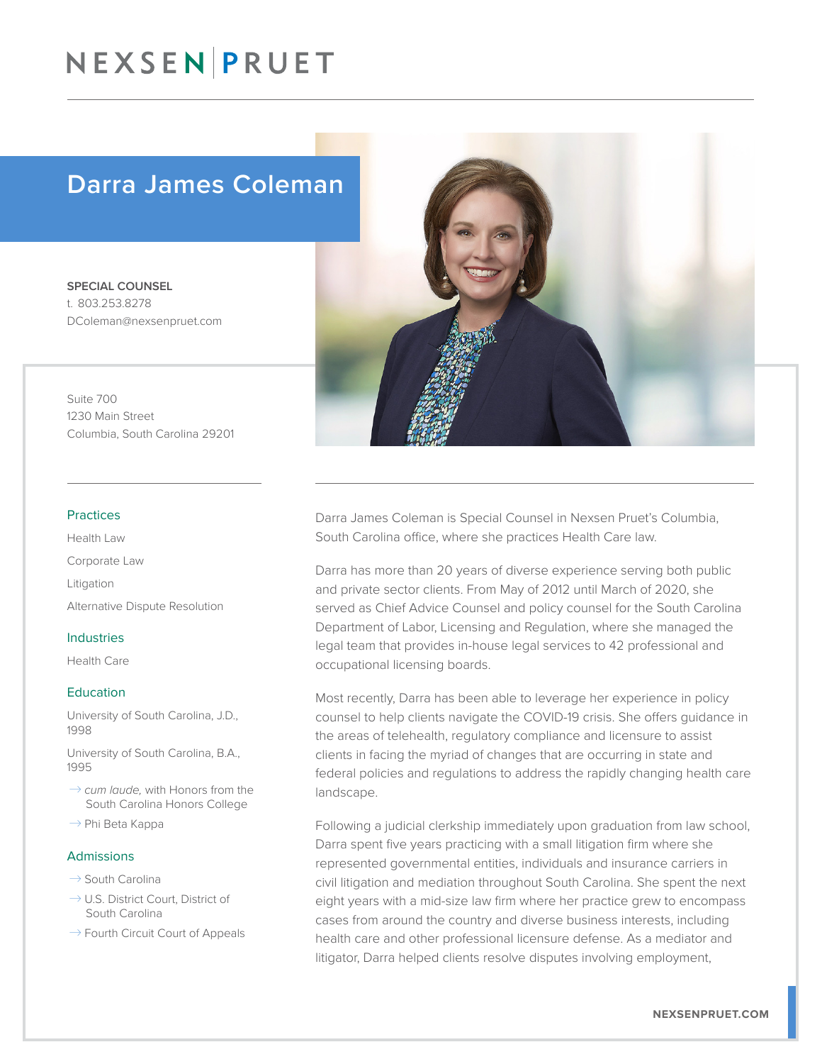# NEXSEN | PRUET

## Darra James Coleman

**SPECIAL COUNSEL**
t. 803.253.8278
DColeman@nexsenpruet.com

Suite 700
1230 Main Street
Columbia, South Carolina 29201

### Practices

Health Law

Corporate Law

Litigation

Alternative Dispute Resolution

### Industries

Health Care

### Education

University of South Carolina, J.D., 1998

University of South Carolina, B.A., 1995

- *cum laude,* with Honors from the South Carolina Honors College
- Phi Beta Kappa

### Admissions

- South Carolina
- U.S. District Court, District of South Carolina
- Fourth Circuit Court of Appeals

Darra James Coleman is Special Counsel in Nexsen Pruet's Columbia, South Carolina office, where she practices Health Care law.

Darra has more than 20 years of diverse experience serving both public and private sector clients. From May of 2012 until March of 2020, she served as Chief Advice Counsel and policy counsel for the South Carolina Department of Labor, Licensing and Regulation, where she managed the legal team that provides in-house legal services to 42 professional and occupational licensing boards.

Most recently, Darra has been able to leverage her experience in policy counsel to help clients navigate the COVID-19 crisis. She offers guidance in the areas of telehealth, regulatory compliance and licensure to assist clients in facing the myriad of changes that are occurring in state and federal policies and regulations to address the rapidly changing health care landscape.

Following a judicial clerkship immediately upon graduation from law school, Darra spent five years practicing with a small litigation firm where she represented governmental entities, individuals and insurance carriers in civil litigation and mediation throughout South Carolina. She spent the next eight years with a mid-size law firm where her practice grew to encompass cases from around the country and diverse business interests, including health care and other professional licensure defense. As a mediator and litigator, Darra helped clients resolve disputes involving employment,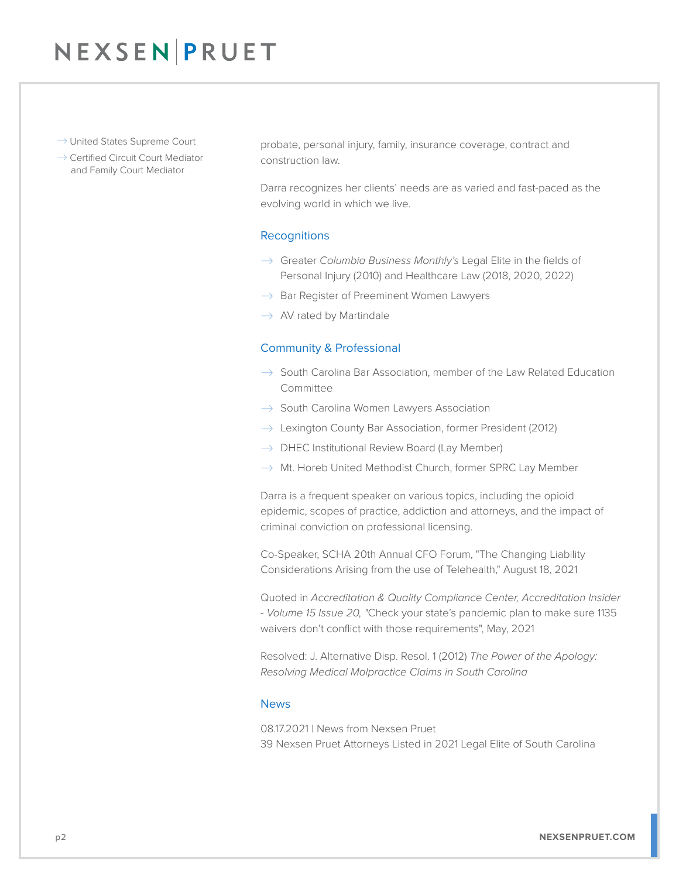- United States Supreme Court
- Certified Circuit Court Mediator and Family Court Mediator

probate, personal injury, family, insurance coverage, contract and construction law.

Darra recognizes her clients' needs are as varied and fast-paced as the evolving world in which we live.

## Recognitions

- Greater *Columbia Business Monthly's* Legal Elite in the fields of Personal Injury (2010) and Healthcare Law (2018, 2020, 2022)
- Bar Register of Preeminent Women Lawyers
- AV rated by Martindale

## Community & Professional

- South Carolina Bar Association, member of the Law Related Education Committee
- South Carolina Women Lawyers Association
- Lexington County Bar Association, former President (2012)
- DHEC Institutional Review Board (Lay Member)
- Mt. Horeb United Methodist Church, former SPRC Lay Member

Darra is a frequent speaker on various topics, including the opioid epidemic, scopes of practice, addiction and attorneys, and the impact of criminal conviction on professional licensing.

Co-Speaker, SCHA 20th Annual CFO Forum, "The Changing Liability Considerations Arising from the use of Telehealth," August 18, 2021

Quoted in *Accreditation & Quality Compliance Center, Accreditation Insider - Volume 15 Issue 20,* "Check your state's pandemic plan to make sure 1135 waivers don't conflict with those requirements", May, 2021

Resolved: J. Alternative Disp. Resol. 1 (2012) *The Power of the Apology: Resolving Medical Malpractice Claims in South Carolina*

## News

08.17.2021 | News from Nexsen Pruet
39 Nexsen Pruet Attorneys Listed in 2021 Legal Elite of South Carolina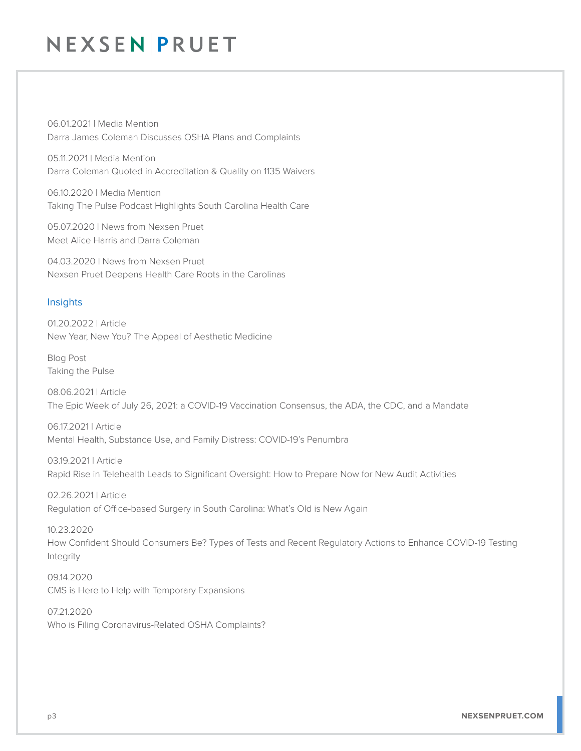06.01.2021 | Media Mention
Darra James Coleman Discusses OSHA Plans and Complaints

05.11.2021 | Media Mention
Darra Coleman Quoted in Accreditation & Quality on 1135 Waivers

06.10.2020 | Media Mention
Taking The Pulse Podcast Highlights South Carolina Health Care

05.07.2020 | News from Nexsen Pruet
Meet Alice Harris and Darra Coleman

04.03.2020 | News from Nexsen Pruet
Nexsen Pruet Deepens Health Care Roots in the Carolinas

## Insights

01.20.2022 | Article
New Year, New You? The Appeal of Aesthetic Medicine

Blog Post
Taking the Pulse

08.06.2021 | Article
The Epic Week of July 26, 2021: a COVID-19 Vaccination Consensus, the ADA, the CDC, and a Mandate

06.17.2021 | Article
Mental Health, Substance Use, and Family Distress: COVID-19's Penumbra

03.19.2021 | Article
Rapid Rise in Telehealth Leads to Significant Oversight: How to Prepare Now for New Audit Activities

02.26.2021 | Article
Regulation of Office-based Surgery in South Carolina: What's Old is New Again

10.23.2020
How Confident Should Consumers Be? Types of Tests and Recent Regulatory Actions to Enhance COVID-19 Testing Integrity

09.14.2020
CMS is Here to Help with Temporary Expansions

07.21.2020
Who is Filing Coronavirus-Related OSHA Complaints?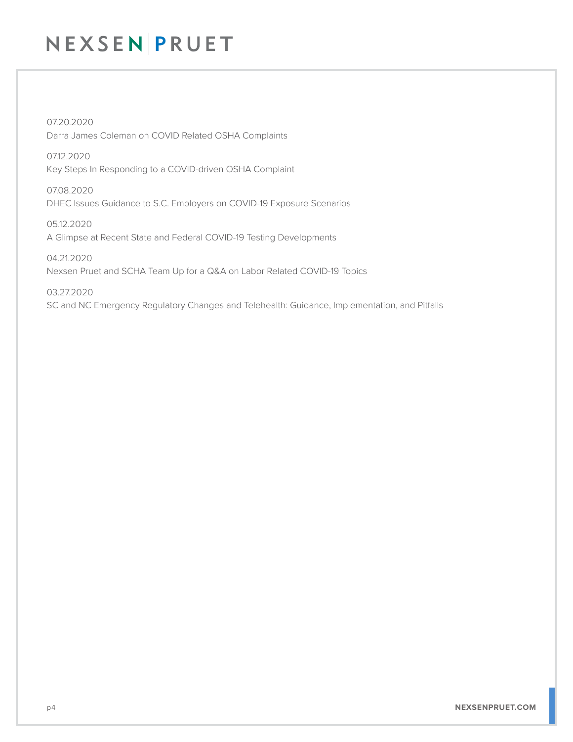07.20.2020
Darra James Coleman on COVID Related OSHA Complaints

07.12.2020
Key Steps In Responding to a COVID-driven OSHA Complaint

07.08.2020
DHEC Issues Guidance to S.C. Employers on COVID-19 Exposure Scenarios

05.12.2020
A Glimpse at Recent State and Federal COVID-19 Testing Developments

04.21.2020
Nexsen Pruet and SCHA Team Up for a Q&A on Labor Related COVID-19 Topics

03.27.2020
SC and NC Emergency Regulatory Changes and Telehealth: Guidance, Implementation, and Pitfalls